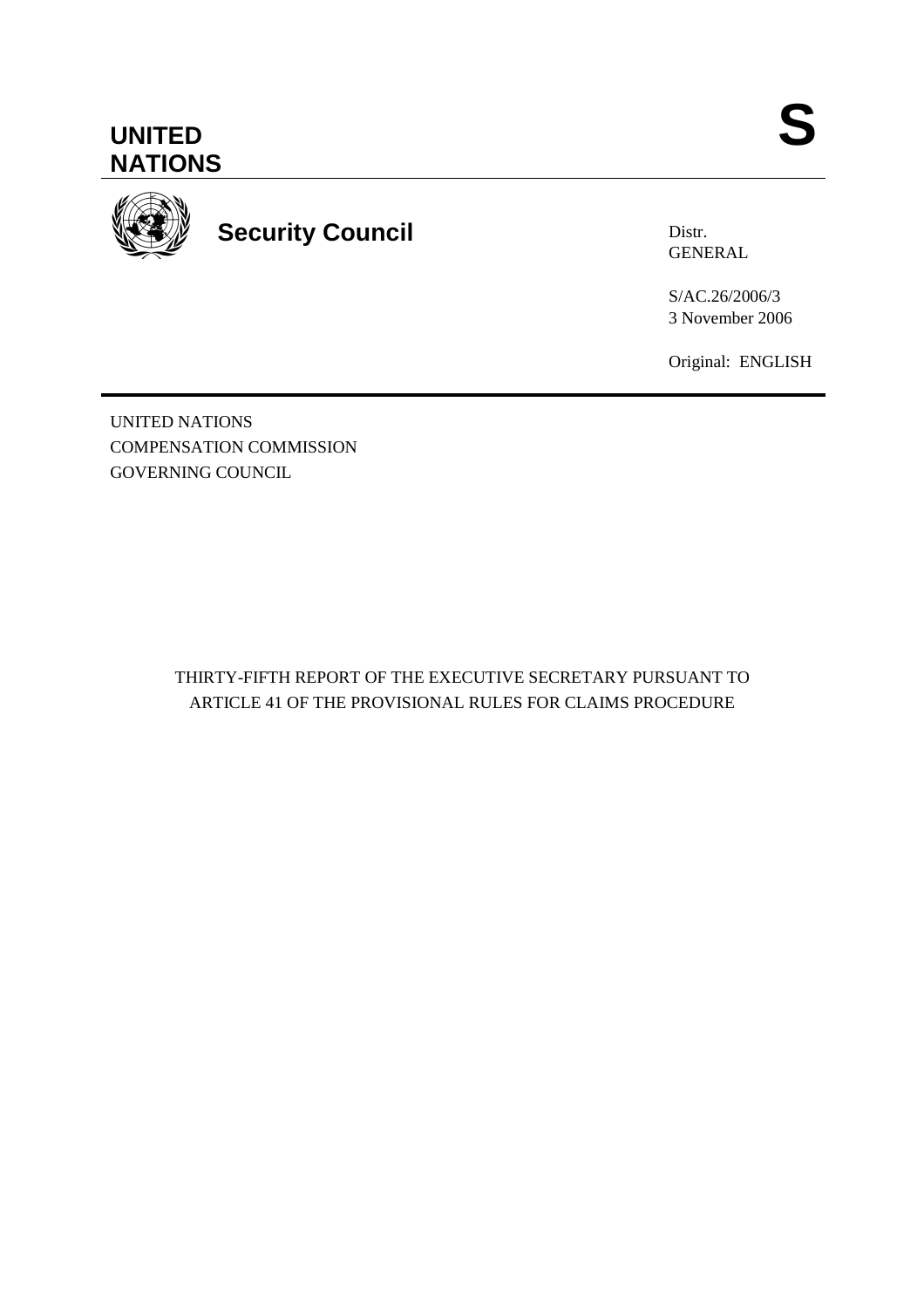UNITED NATIONS

S

Security Council

Distr.
GENERAL

S/AC.26/2006/3
3 November 2006

Original: ENGLISH

UNITED NATIONS
COMPENSATION COMMISSION
GOVERNING COUNCIL

THIRTY-FIFTH REPORT OF THE EXECUTIVE SECRETARY PURSUANT TO ARTICLE 41 OF THE PROVISIONAL RULES FOR CLAIMS PROCEDURE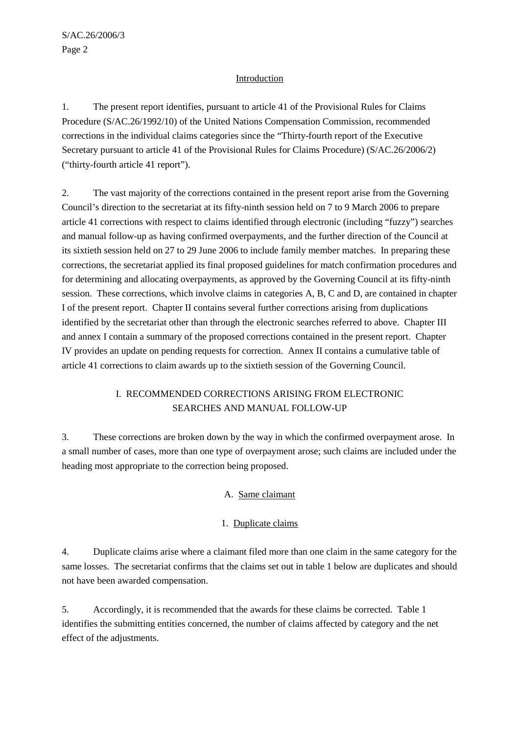## Introduction

1. The present report identifies, pursuant to article 41 of the Provisional Rules for Claims Procedure (S/AC.26/1992/10) of the United Nations Compensation Commission, recommended corrections in the individual claims categories since the "Thirty-fourth report of the Executive Secretary pursuant to article 41 of the Provisional Rules for Claims Procedure) (S/AC.26/2006/2) ("thirty-fourth article 41 report").

2. The vast majority of the corrections contained in the present report arise from the Governing Council's direction to the secretariat at its fifty-ninth session held on 7 to 9 March 2006 to prepare article 41 corrections with respect to claims identified through electronic (including "fuzzy") searches and manual follow-up as having confirmed overpayments, and the further direction of the Council at its sixtieth session held on 27 to 29 June 2006 to include family member matches. In preparing these corrections, the secretariat applied its final proposed guidelines for match confirmation procedures and for determining and allocating overpayments, as approved by the Governing Council at its fifty-ninth session. These corrections, which involve claims in categories A, B, C and D, are contained in chapter I of the present report. Chapter II contains several further corrections arising from duplications identified by the secretariat other than through the electronic searches referred to above. Chapter III and annex I contain a summary of the proposed corrections contained in the present report. Chapter IV provides an update on pending requests for correction. Annex II contains a cumulative table of article 41 corrections to claim awards up to the sixtieth session of the Governing Council.

## I. RECOMMENDED CORRECTIONS ARISING FROM ELECTRONIC SEARCHES AND MANUAL FOLLOW-UP

3. These corrections are broken down by the way in which the confirmed overpayment arose. In a small number of cases, more than one type of overpayment arose; such claims are included under the heading most appropriate to the correction being proposed.

### A. Same claimant

#### 1. Duplicate claims

4. Duplicate claims arise where a claimant filed more than one claim in the same category for the same losses. The secretariat confirms that the claims set out in table 1 below are duplicates and should not have been awarded compensation.

5. Accordingly, it is recommended that the awards for these claims be corrected. Table 1 identifies the submitting entities concerned, the number of claims affected by category and the net effect of the adjustments.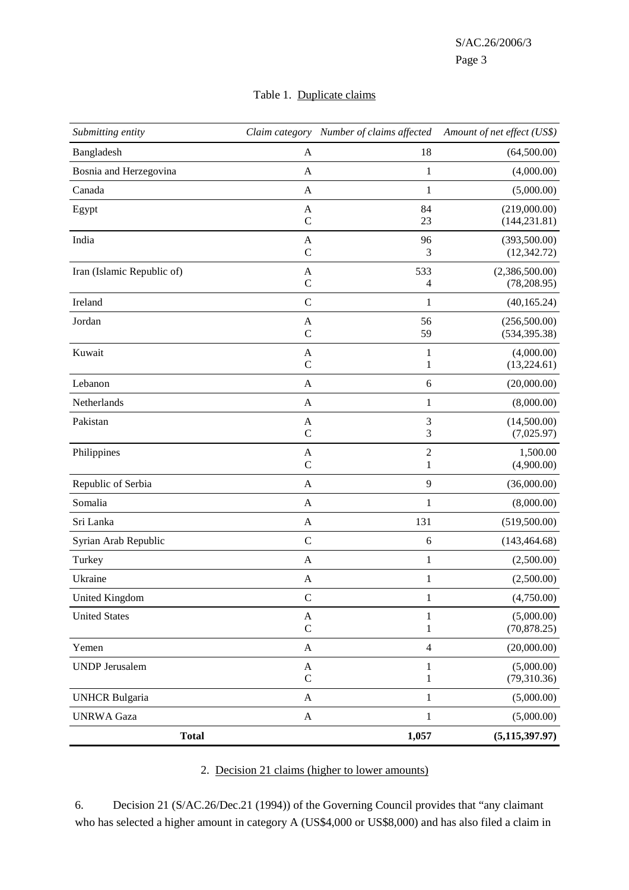Table 1. Duplicate claims

| *Submitting entity* | *Claim category* | *Number of claims affected* | *Amount of net effect (US$)* |
|---|---|---|---|
| Bangladesh | A | 18 | (64,500.00) |
| Bosnia and Herzegovina | A | 1 | (4,000.00) |
| Canada | A | 1 | (5,000.00) |
| Egypt | A<br>C | 84<br>23 | (219,000.00)<br>(144,231.81) |
| India | A<br>C | 96<br>3 | (393,500.00)<br>(12,342.72) |
| Iran (Islamic Republic of) | A<br>C | 533<br>4 | (2,386,500.00)<br>(78,208.95) |
| Ireland | C | 1 | (40,165.24) |
| Jordan | A<br>C | 56<br>59 | (256,500.00)<br>(534,395.38) |
| Kuwait | A<br>C | 1<br>1 | (4,000.00)<br>(13,224.61) |
| Lebanon | A | 6 | (20,000.00) |
| Netherlands | A | 1 | (8,000.00) |
| Pakistan | A<br>C | 3<br>3 | (14,500.00)<br>(7,025.97) |
| Philippines | A<br>C | 2<br>1 | 1,500.00<br>(4,900.00) |
| Republic of Serbia | A | 9 | (36,000.00) |
| Somalia | A | 1 | (8,000.00) |
| Sri Lanka | A | 131 | (519,500.00) |
| Syrian Arab Republic | C | 6 | (143,464.68) |
| Turkey | A | 1 | (2,500.00) |
| Ukraine | A | 1 | (2,500.00) |
| United Kingdom | C | 1 | (4,750.00) |
| United States | A<br>C | 1<br>1 | (5,000.00)<br>(70,878.25) |
| Yemen | A | 4 | (20,000.00) |
| UNDP Jerusalem | A<br>C | 1<br>1 | (5,000.00)<br>(79,310.36) |
| UNHCR Bulgaria | A | 1 | (5,000.00) |
| UNRWA Gaza | A | 1 | (5,000.00) |
| **Total** | | **1,057** | **(5,115,397.97)** |

## 2. Decision 21 claims (higher to lower amounts)

6. Decision 21 (S/AC.26/Dec.21 (1994)) of the Governing Council provides that "any claimant who has selected a higher amount in category A (US$4,000 or US$8,000) and has also filed a claim in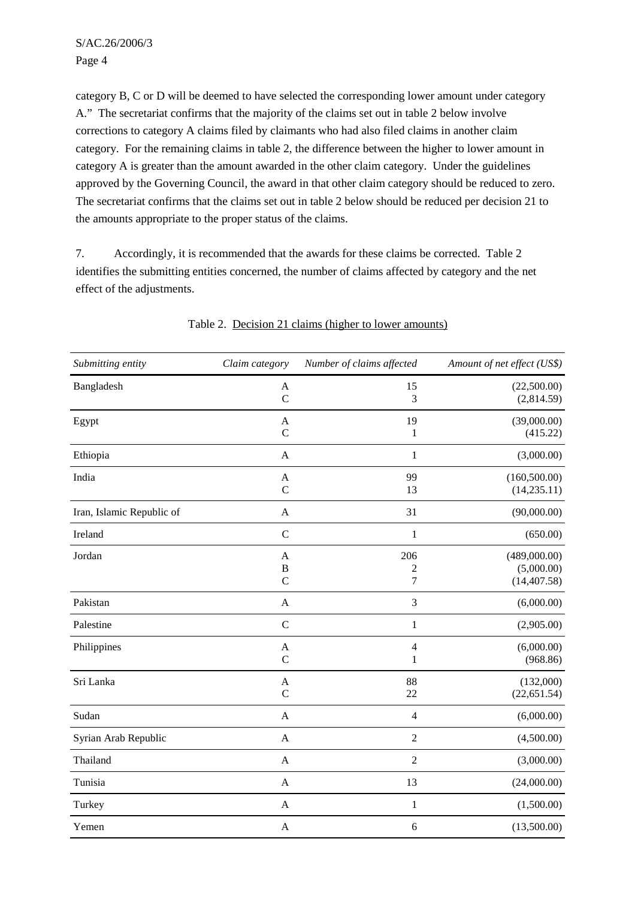category B, C or D will be deemed to have selected the corresponding lower amount under category A." The secretariat confirms that the majority of the claims set out in table 2 below involve corrections to category A claims filed by claimants who had also filed claims in another claim category. For the remaining claims in table 2, the difference between the higher to lower amount in category A is greater than the amount awarded in the other claim category. Under the guidelines approved by the Governing Council, the award in that other claim category should be reduced to zero. The secretariat confirms that the claims set out in table 2 below should be reduced per decision 21 to the amounts appropriate to the proper status of the claims.

7. Accordingly, it is recommended that the awards for these claims be corrected. Table 2 identifies the submitting entities concerned, the number of claims affected by category and the net effect of the adjustments.

Table 2. Decision 21 claims (higher to lower amounts)

| *Submitting entity* | *Claim category* | *Number of claims affected* | *Amount of net effect (US$)* |
|---|---|---|---|
| Bangladesh | A | 15 | (22,500.00) |
| | C | 3 | (2,814.59) |
| Egypt | A | 19 | (39,000.00) |
| | C | 1 | (415.22) |
| Ethiopia | A | 1 | (3,000.00) |
| India | A | 99 | (160,500.00) |
| | C | 13 | (14,235.11) |
| Iran, Islamic Republic of | A | 31 | (90,000.00) |
| Ireland | C | 1 | (650.00) |
| Jordan | A | 206 | (489,000.00) |
| | B | 2 | (5,000.00) |
| | C | 7 | (14,407.58) |
| Pakistan | A | 3 | (6,000.00) |
| Palestine | C | 1 | (2,905.00) |
| Philippines | A | 4 | (6,000.00) |
| | C | 1 | (968.86) |
| Sri Lanka | A | 88 | (132,000) |
| | C | 22 | (22,651.54) |
| Sudan | A | 4 | (6,000.00) |
| Syrian Arab Republic | A | 2 | (4,500.00) |
| Thailand | A | 2 | (3,000.00) |
| Tunisia | A | 13 | (24,000.00) |
| Turkey | A | 1 | (1,500.00) |
| Yemen | A | 6 | (13,500.00) |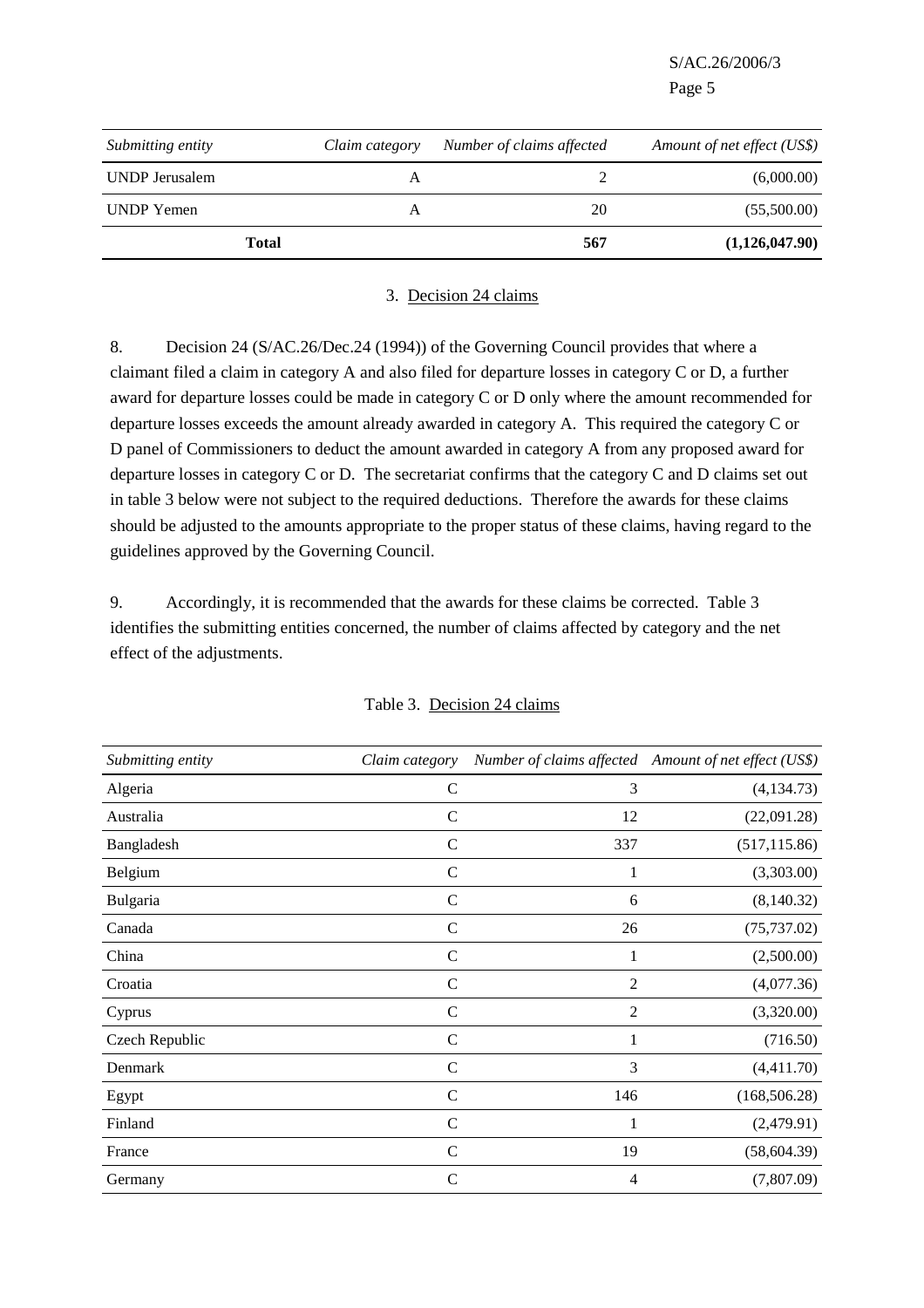| *Submitting entity* | *Claim category* | *Number of claims affected* | *Amount of net effect (US$)* |
|---|---|---|---|
| UNDP Jerusalem | A | 2 | (6,000.00) |
| UNDP Yemen | A | 20 | (55,500.00) |
| **Total** | | **567** | **(1,126,047.90)** |

3. Decision 24 claims

8. Decision 24 (S/AC.26/Dec.24 (1994)) of the Governing Council provides that where a claimant filed a claim in category A and also filed for departure losses in category C or D, a further award for departure losses could be made in category C or D only where the amount recommended for departure losses exceeds the amount already awarded in category A. This required the category C or D panel of Commissioners to deduct the amount awarded in category A from any proposed award for departure losses in category C or D. The secretariat confirms that the category C and D claims set out in table 3 below were not subject to the required deductions. Therefore the awards for these claims should be adjusted to the amounts appropriate to the proper status of these claims, having regard to the guidelines approved by the Governing Council.

9. Accordingly, it is recommended that the awards for these claims be corrected. Table 3 identifies the submitting entities concerned, the number of claims affected by category and the net effect of the adjustments.

Table 3. Decision 24 claims

| *Submitting entity* | *Claim category* | *Number of claims affected* | *Amount of net effect (US$)* |
|---|---|---|---|
| Algeria | C | 3 | (4,134.73) |
| Australia | C | 12 | (22,091.28) |
| Bangladesh | C | 337 | (517,115.86) |
| Belgium | C | 1 | (3,303.00) |
| Bulgaria | C | 6 | (8,140.32) |
| Canada | C | 26 | (75,737.02) |
| China | C | 1 | (2,500.00) |
| Croatia | C | 2 | (4,077.36) |
| Cyprus | C | 2 | (3,320.00) |
| Czech Republic | C | 1 | (716.50) |
| Denmark | C | 3 | (4,411.70) |
| Egypt | C | 146 | (168,506.28) |
| Finland | C | 1 | (2,479.91) |
| France | C | 19 | (58,604.39) |
| Germany | C | 4 | (7,807.09) |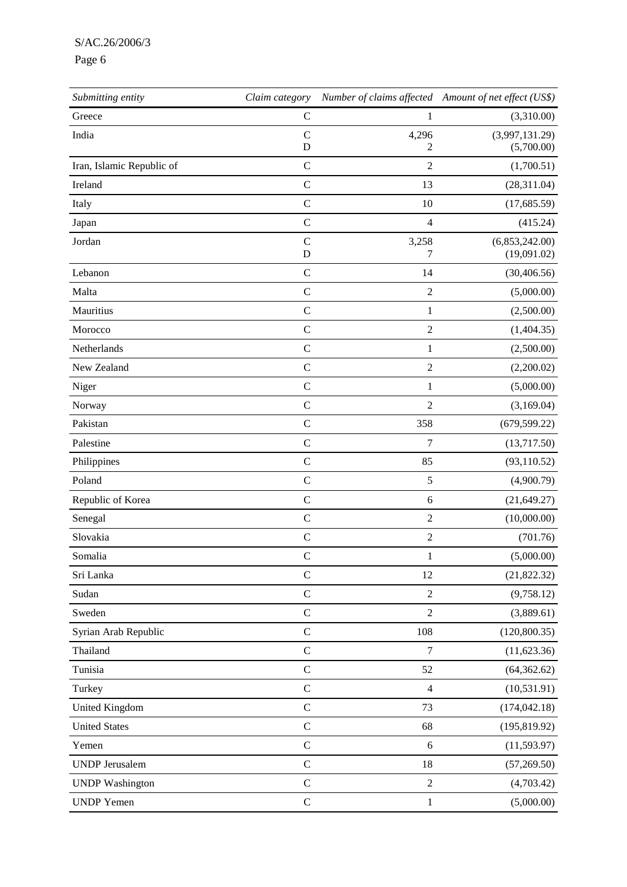| *Submitting entity* | *Claim category* | *Number of claims affected* | *Amount of net effect (US$)* |
|---|---|---|---|
| Greece | C | 1 | (3,310.00) |
| India | C<br>D | 4,296<br>2 | (3,997,131.29)<br>(5,700.00) |
| Iran, Islamic Republic of | C | 2 | (1,700.51) |
| Ireland | C | 13 | (28,311.04) |
| Italy | C | 10 | (17,685.59) |
| Japan | C | 4 | (415.24) |
| Jordan | C<br>D | 3,258<br>7 | (6,853,242.00)<br>(19,091.02) |
| Lebanon | C | 14 | (30,406.56) |
| Malta | C | 2 | (5,000.00) |
| Mauritius | C | 1 | (2,500.00) |
| Morocco | C | 2 | (1,404.35) |
| Netherlands | C | 1 | (2,500.00) |
| New Zealand | C | 2 | (2,200.02) |
| Niger | C | 1 | (5,000.00) |
| Norway | C | 2 | (3,169.04) |
| Pakistan | C | 358 | (679,599.22) |
| Palestine | C | 7 | (13,717.50) |
| Philippines | C | 85 | (93,110.52) |
| Poland | C | 5 | (4,900.79) |
| Republic of Korea | C | 6 | (21,649.27) |
| Senegal | C | 2 | (10,000.00) |
| Slovakia | C | 2 | (701.76) |
| Somalia | C | 1 | (5,000.00) |
| Sri Lanka | C | 12 | (21,822.32) |
| Sudan | C | 2 | (9,758.12) |
| Sweden | C | 2 | (3,889.61) |
| Syrian Arab Republic | C | 108 | (120,800.35) |
| Thailand | C | 7 | (11,623.36) |
| Tunisia | C | 52 | (64,362.62) |
| Turkey | C | 4 | (10,531.91) |
| United Kingdom | C | 73 | (174,042.18) |
| United States | C | 68 | (195,819.92) |
| Yemen | C | 6 | (11,593.97) |
| UNDP Jerusalem | C | 18 | (57,269.50) |
| UNDP Washington | C | 2 | (4,703.42) |
| UNDP Yemen | C | 1 | (5,000.00) |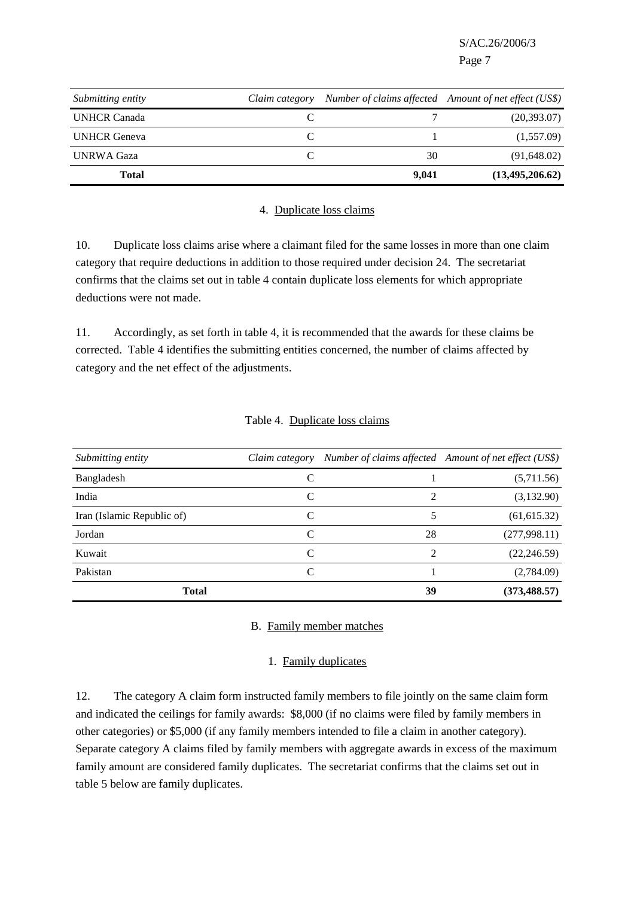| *Submitting entity* | *Claim category* | *Number of claims affected* | *Amount of net effect (US$)* |
|---|---|---|---|
| UNHCR Canada | C | 7 | (20,393.07) |
| UNHCR Geneva | C | 1 | (1,557.09) |
| UNRWA Gaza | C | 30 | (91,648.02) |
| **Total** | | **9,041** | **(13,495,206.62)** |

4. Duplicate loss claims

10. Duplicate loss claims arise where a claimant filed for the same losses in more than one claim category that require deductions in addition to those required under decision 24. The secretariat confirms that the claims set out in table 4 contain duplicate loss elements for which appropriate deductions were not made.

11. Accordingly, as set forth in table 4, it is recommended that the awards for these claims be corrected. Table 4 identifies the submitting entities concerned, the number of claims affected by category and the net effect of the adjustments.

Table 4. Duplicate loss claims

| *Submitting entity* | *Claim category* | *Number of claims affected* | *Amount of net effect (US$)* |
|---|---|---|---|
| Bangladesh | C | 1 | (5,711.56) |
| India | C | 2 | (3,132.90) |
| Iran (Islamic Republic of) | C | 5 | (61,615.32) |
| Jordan | C | 28 | (277,998.11) |
| Kuwait | C | 2 | (22,246.59) |
| Pakistan | C | 1 | (2,784.09) |
| **Total** | | **39** | **(373,488.57)** |

B. Family member matches

1. Family duplicates

12. The category A claim form instructed family members to file jointly on the same claim form and indicated the ceilings for family awards: $8,000 (if no claims were filed by family members in other categories) or $5,000 (if any family members intended to file a claim in another category). Separate category A claims filed by family members with aggregate awards in excess of the maximum family amount are considered family duplicates. The secretariat confirms that the claims set out in table 5 below are family duplicates.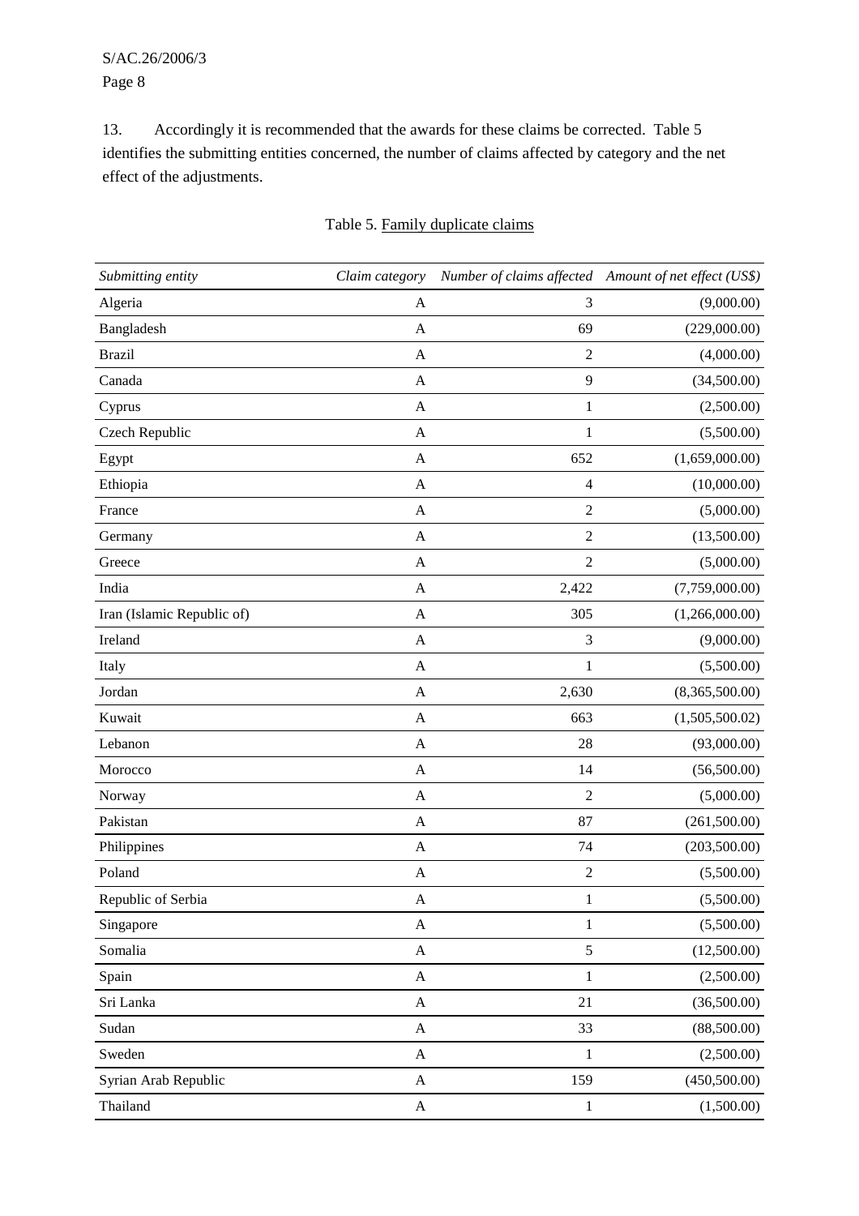13. Accordingly it is recommended that the awards for these claims be corrected. Table 5 identifies the submitting entities concerned, the number of claims affected by category and the net effect of the adjustments.

Table 5. Family duplicate claims

| *Submitting entity* | *Claim category* | *Number of claims affected* | *Amount of net effect (US$)* |
|---|---|---|---|
| Algeria | A | 3 | (9,000.00) |
| Bangladesh | A | 69 | (229,000.00) |
| Brazil | A | 2 | (4,000.00) |
| Canada | A | 9 | (34,500.00) |
| Cyprus | A | 1 | (2,500.00) |
| Czech Republic | A | 1 | (5,500.00) |
| Egypt | A | 652 | (1,659,000.00) |
| Ethiopia | A | 4 | (10,000.00) |
| France | A | 2 | (5,000.00) |
| Germany | A | 2 | (13,500.00) |
| Greece | A | 2 | (5,000.00) |
| India | A | 2,422 | (7,759,000.00) |
| Iran (Islamic Republic of) | A | 305 | (1,266,000.00) |
| Ireland | A | 3 | (9,000.00) |
| Italy | A | 1 | (5,500.00) |
| Jordan | A | 2,630 | (8,365,500.00) |
| Kuwait | A | 663 | (1,505,500.02) |
| Lebanon | A | 28 | (93,000.00) |
| Morocco | A | 14 | (56,500.00) |
| Norway | A | 2 | (5,000.00) |
| Pakistan | A | 87 | (261,500.00) |
| Philippines | A | 74 | (203,500.00) |
| Poland | A | 2 | (5,500.00) |
| Republic of Serbia | A | 1 | (5,500.00) |
| Singapore | A | 1 | (5,500.00) |
| Somalia | A | 5 | (12,500.00) |
| Spain | A | 1 | (2,500.00) |
| Sri Lanka | A | 21 | (36,500.00) |
| Sudan | A | 33 | (88,500.00) |
| Sweden | A | 1 | (2,500.00) |
| Syrian Arab Republic | A | 159 | (450,500.00) |
| Thailand | A | 1 | (1,500.00) |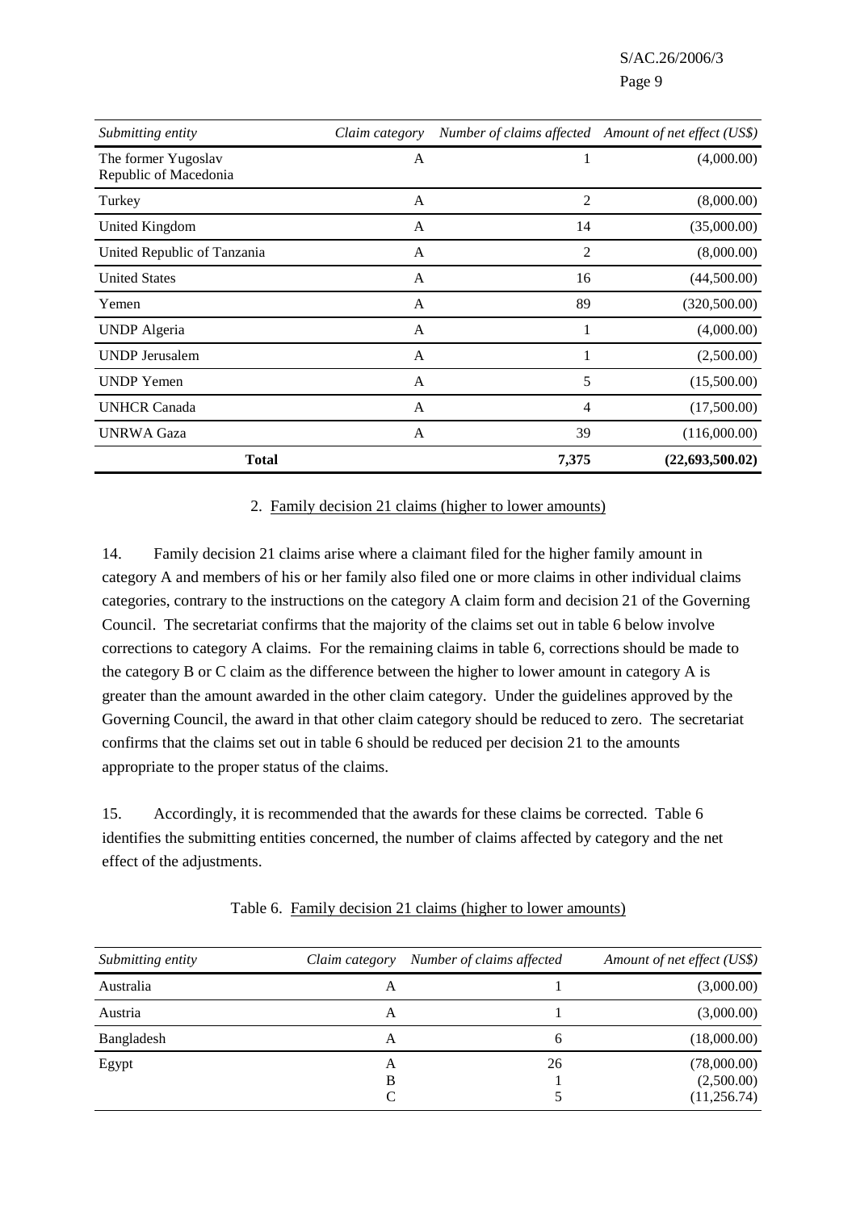| Submitting entity | Claim category | Number of claims affected | Amount of net effect (US$) |
| --- | --- | --- | --- |
| The former Yugoslav Republic of Macedonia | A | 1 | (4,000.00) |
| Turkey | A | 2 | (8,000.00) |
| United Kingdom | A | 14 | (35,000.00) |
| United Republic of Tanzania | A | 2 | (8,000.00) |
| United States | A | 16 | (44,500.00) |
| Yemen | A | 89 | (320,500.00) |
| UNDP Algeria | A | 1 | (4,000.00) |
| UNDP Jerusalem | A | 1 | (2,500.00) |
| UNDP Yemen | A | 5 | (15,500.00) |
| UNHCR Canada | A | 4 | (17,500.00) |
| UNRWA Gaza | A | 39 | (116,000.00) |
| **Total** | | **7,375** | **(22,693,500.02)** |

2. Family decision 21 claims (higher to lower amounts)

14. Family decision 21 claims arise where a claimant filed for the higher family amount in category A and members of his or her family also filed one or more claims in other individual claims categories, contrary to the instructions on the category A claim form and decision 21 of the Governing Council. The secretariat confirms that the majority of the claims set out in table 6 below involve corrections to category A claims. For the remaining claims in table 6, corrections should be made to the category B or C claim as the difference between the higher to lower amount in category A is greater than the amount awarded in the other claim category. Under the guidelines approved by the Governing Council, the award in that other claim category should be reduced to zero. The secretariat confirms that the claims set out in table 6 should be reduced per decision 21 to the amounts appropriate to the proper status of the claims.

15. Accordingly, it is recommended that the awards for these claims be corrected. Table 6 identifies the submitting entities concerned, the number of claims affected by category and the net effect of the adjustments.

Table 6. Family decision 21 claims (higher to lower amounts)

| Submitting entity | Claim category | Number of claims affected | Amount of net effect (US$) |
| --- | --- | --- | --- |
| Australia | A | 1 | (3,000.00) |
| Austria | A | 1 | (3,000.00) |
| Bangladesh | A | 6 | (18,000.00) |
| Egypt | A | 26 | (78,000.00) |
| | B | 1 | (2,500.00) |
| | C | 5 | (11,256.74) |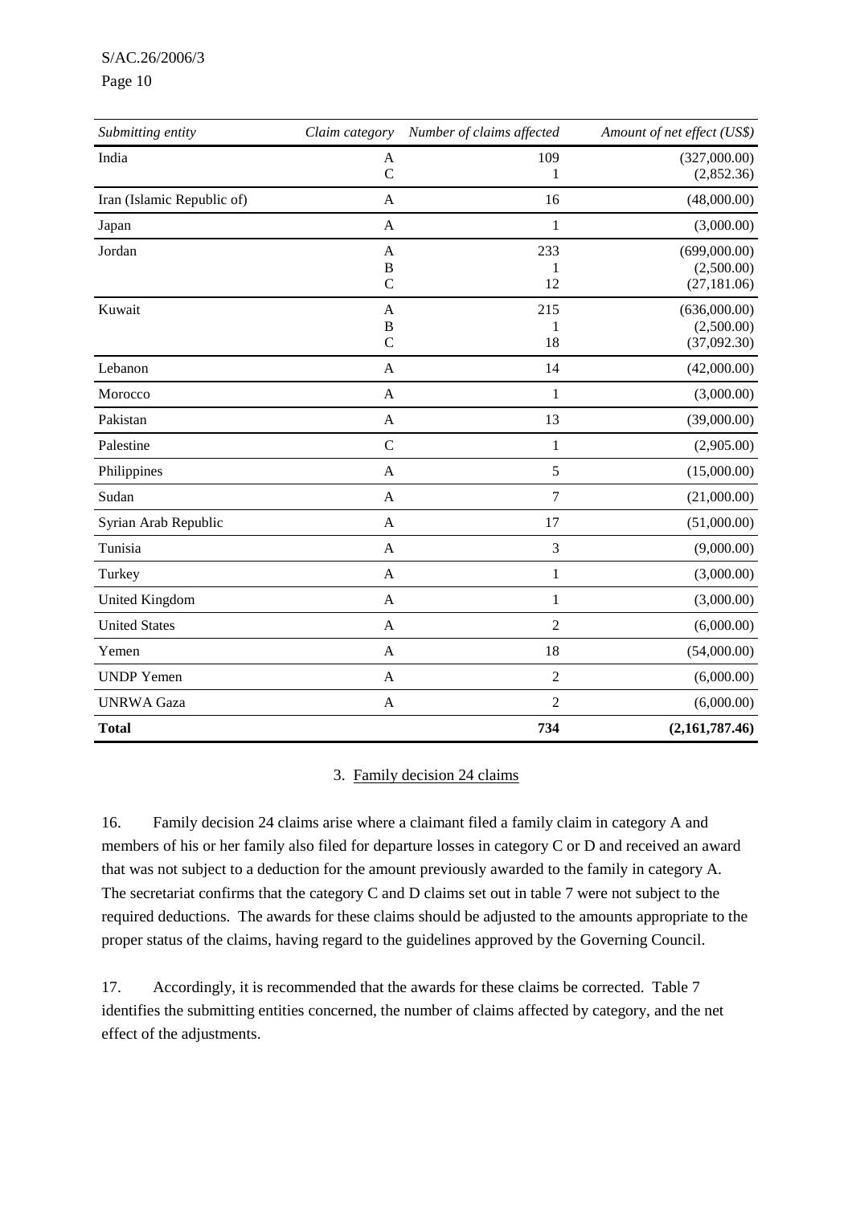| *Submitting entity* | *Claim category* | *Number of claims affected* | *Amount of net effect (US$)* |
|---|---|---|---|
| India | A | 109 | (327,000.00) |
| | C | 1 | (2,852.36) |
| Iran (Islamic Republic of) | A | 16 | (48,000.00) |
| Japan | A | 1 | (3,000.00) |
| Jordan | A | 233 | (699,000.00) |
| | B | 1 | (2,500.00) |
| | C | 12 | (27,181.06) |
| Kuwait | A | 215 | (636,000.00) |
| | B | 1 | (2,500.00) |
| | C | 18 | (37,092.30) |
| Lebanon | A | 14 | (42,000.00) |
| Morocco | A | 1 | (3,000.00) |
| Pakistan | A | 13 | (39,000.00) |
| Palestine | C | 1 | (2,905.00) |
| Philippines | A | 5 | (15,000.00) |
| Sudan | A | 7 | (21,000.00) |
| Syrian Arab Republic | A | 17 | (51,000.00) |
| Tunisia | A | 3 | (9,000.00) |
| Turkey | A | 1 | (3,000.00) |
| United Kingdom | A | 1 | (3,000.00) |
| United States | A | 2 | (6,000.00) |
| Yemen | A | 18 | (54,000.00) |
| UNDP Yemen | A | 2 | (6,000.00) |
| UNRWA Gaza | A | 2 | (6,000.00) |
| **Total** | | **734** | **(2,161,787.46)** |

### 3. Family decision 24 claims

16. Family decision 24 claims arise where a claimant filed a family claim in category A and members of his or her family also filed for departure losses in category C or D and received an award that was not subject to a deduction for the amount previously awarded to the family in category A. The secretariat confirms that the category C and D claims set out in table 7 were not subject to the required deductions. The awards for these claims should be adjusted to the amounts appropriate to the proper status of the claims, having regard to the guidelines approved by the Governing Council.

17. Accordingly, it is recommended that the awards for these claims be corrected. Table 7 identifies the submitting entities concerned, the number of claims affected by category, and the net effect of the adjustments.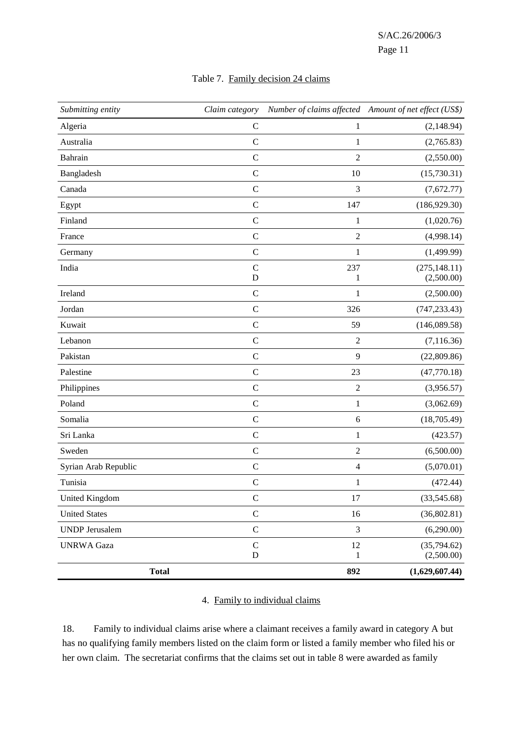Table 7. Family decision 24 claims

| *Submitting entity* | *Claim category* | *Number of claims affected* | *Amount of net effect (US$)* |
|---|---|---|---|
| Algeria | C | 1 | (2,148.94) |
| Australia | C | 1 | (2,765.83) |
| Bahrain | C | 2 | (2,550.00) |
| Bangladesh | C | 10 | (15,730.31) |
| Canada | C | 3 | (7,672.77) |
| Egypt | C | 147 | (186,929.30) |
| Finland | C | 1 | (1,020.76) |
| France | C | 2 | (4,998.14) |
| Germany | C | 1 | (1,499.99) |
| India | C<br>D | 237<br>1 | (275,148.11)<br>(2,500.00) |
| Ireland | C | 1 | (2,500.00) |
| Jordan | C | 326 | (747,233.43) |
| Kuwait | C | 59 | (146,089.58) |
| Lebanon | C | 2 | (7,116.36) |
| Pakistan | C | 9 | (22,809.86) |
| Palestine | C | 23 | (47,770.18) |
| Philippines | C | 2 | (3,956.57) |
| Poland | C | 1 | (3,062.69) |
| Somalia | C | 6 | (18,705.49) |
| Sri Lanka | C | 1 | (423.57) |
| Sweden | C | 2 | (6,500.00) |
| Syrian Arab Republic | C | 4 | (5,070.01) |
| Tunisia | C | 1 | (472.44) |
| United Kingdom | C | 17 | (33,545.68) |
| United States | C | 16 | (36,802.81) |
| UNDP Jerusalem | C | 3 | (6,290.00) |
| UNRWA Gaza | C<br>D | 12<br>1 | (35,794.62)<br>(2,500.00) |
| **Total** | | **892** | **(1,629,607.44)** |

4. Family to individual claims

18. Family to individual claims arise where a claimant receives a family award in category A but has no qualifying family members listed on the claim form or listed a family member who filed his or her own claim. The secretariat confirms that the claims set out in table 8 were awarded as family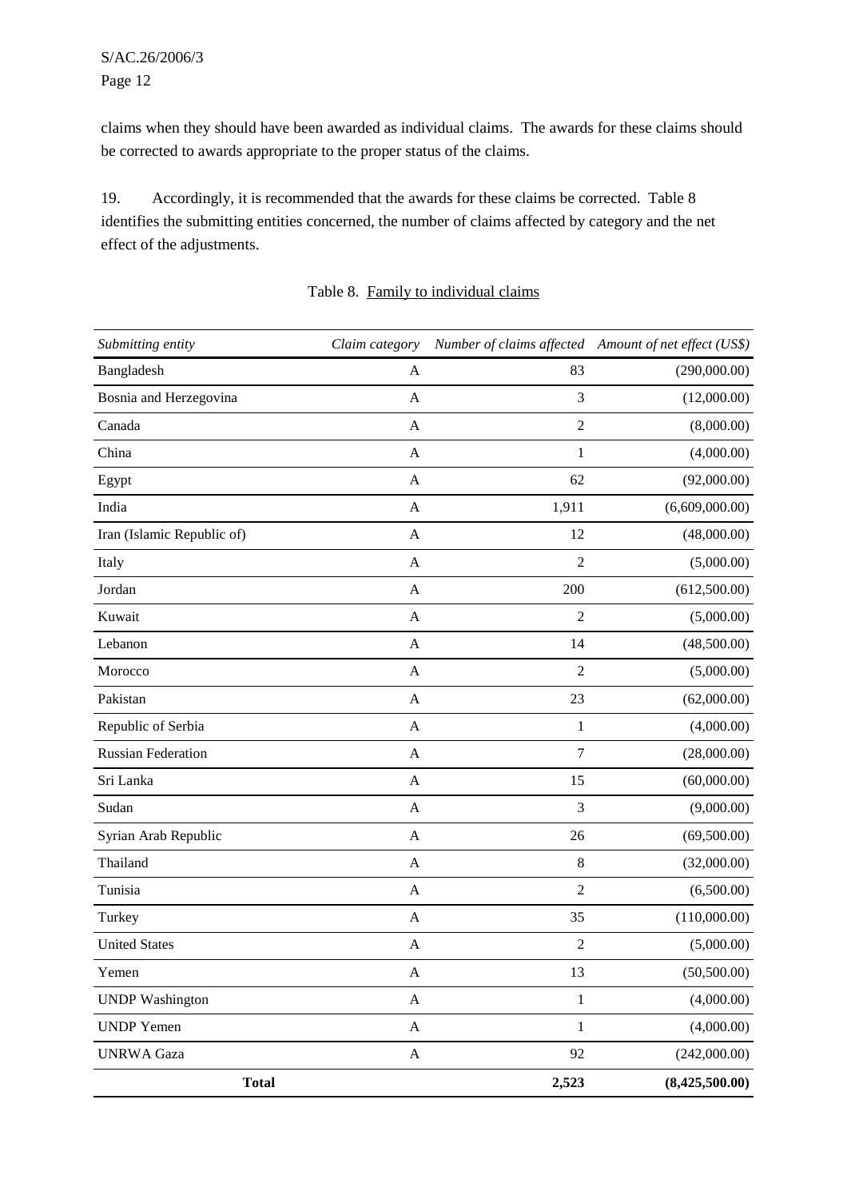claims when they should have been awarded as individual claims. The awards for these claims should be corrected to awards appropriate to the proper status of the claims.

19. Accordingly, it is recommended that the awards for these claims be corrected. Table 8 identifies the submitting entities concerned, the number of claims affected by category and the net effect of the adjustments.

Table 8. Family to individual claims

| *Submitting entity* | *Claim category* | *Number of claims affected* | *Amount of net effect (US$)* |
|---|---|---|---|
| Bangladesh | A | 83 | (290,000.00) |
| Bosnia and Herzegovina | A | 3 | (12,000.00) |
| Canada | A | 2 | (8,000.00) |
| China | A | 1 | (4,000.00) |
| Egypt | A | 62 | (92,000.00) |
| India | A | 1,911 | (6,609,000.00) |
| Iran (Islamic Republic of) | A | 12 | (48,000.00) |
| Italy | A | 2 | (5,000.00) |
| Jordan | A | 200 | (612,500.00) |
| Kuwait | A | 2 | (5,000.00) |
| Lebanon | A | 14 | (48,500.00) |
| Morocco | A | 2 | (5,000.00) |
| Pakistan | A | 23 | (62,000.00) |
| Republic of Serbia | A | 1 | (4,000.00) |
| Russian Federation | A | 7 | (28,000.00) |
| Sri Lanka | A | 15 | (60,000.00) |
| Sudan | A | 3 | (9,000.00) |
| Syrian Arab Republic | A | 26 | (69,500.00) |
| Thailand | A | 8 | (32,000.00) |
| Tunisia | A | 2 | (6,500.00) |
| Turkey | A | 35 | (110,000.00) |
| United States | A | 2 | (5,000.00) |
| Yemen | A | 13 | (50,500.00) |
| UNDP Washington | A | 1 | (4,000.00) |
| UNDP Yemen | A | 1 | (4,000.00) |
| UNRWA Gaza | A | 92 | (242,000.00) |
| **Total** | | **2,523** | **(8,425,500.00)** |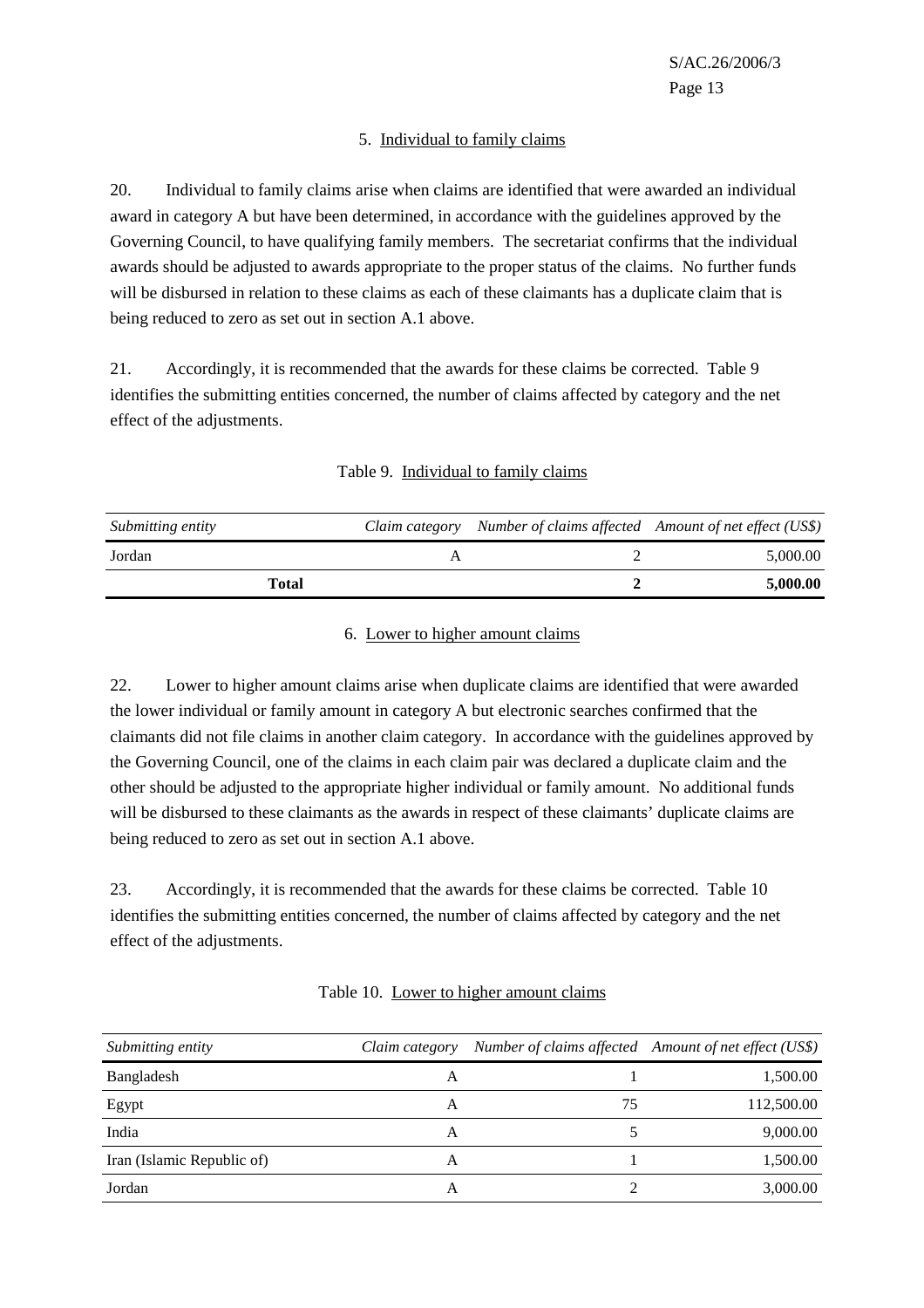### 5. Individual to family claims

20. Individual to family claims arise when claims are identified that were awarded an individual award in category A but have been determined, in accordance with the guidelines approved by the Governing Council, to have qualifying family members. The secretariat confirms that the individual awards should be adjusted to awards appropriate to the proper status of the claims. No further funds will be disbursed in relation to these claims as each of these claimants has a duplicate claim that is being reduced to zero as set out in section A.1 above.

21. Accordingly, it is recommended that the awards for these claims be corrected. Table 9 identifies the submitting entities concerned, the number of claims affected by category and the net effect of the adjustments.

Table 9. Individual to family claims

| *Submitting entity* | *Claim category* | *Number of claims affected* | *Amount of net effect (US$)* |
|---|---|---|---|
| Jordan | A | 2 | 5,000.00 |
| **Total** | | **2** | **5,000.00** |

### 6. Lower to higher amount claims

22. Lower to higher amount claims arise when duplicate claims are identified that were awarded the lower individual or family amount in category A but electronic searches confirmed that the claimants did not file claims in another claim category. In accordance with the guidelines approved by the Governing Council, one of the claims in each claim pair was declared a duplicate claim and the other should be adjusted to the appropriate higher individual or family amount. No additional funds will be disbursed to these claimants as the awards in respect of these claimants' duplicate claims are being reduced to zero as set out in section A.1 above.

23. Accordingly, it is recommended that the awards for these claims be corrected. Table 10 identifies the submitting entities concerned, the number of claims affected by category and the net effect of the adjustments.

Table 10. Lower to higher amount claims

| *Submitting entity* | *Claim category* | *Number of claims affected* | *Amount of net effect (US$)* |
|---|---|---|---|
| Bangladesh | A | 1 | 1,500.00 |
| Egypt | A | 75 | 112,500.00 |
| India | A | 5 | 9,000.00 |
| Iran (Islamic Republic of) | A | 1 | 1,500.00 |
| Jordan | A | 2 | 3,000.00 |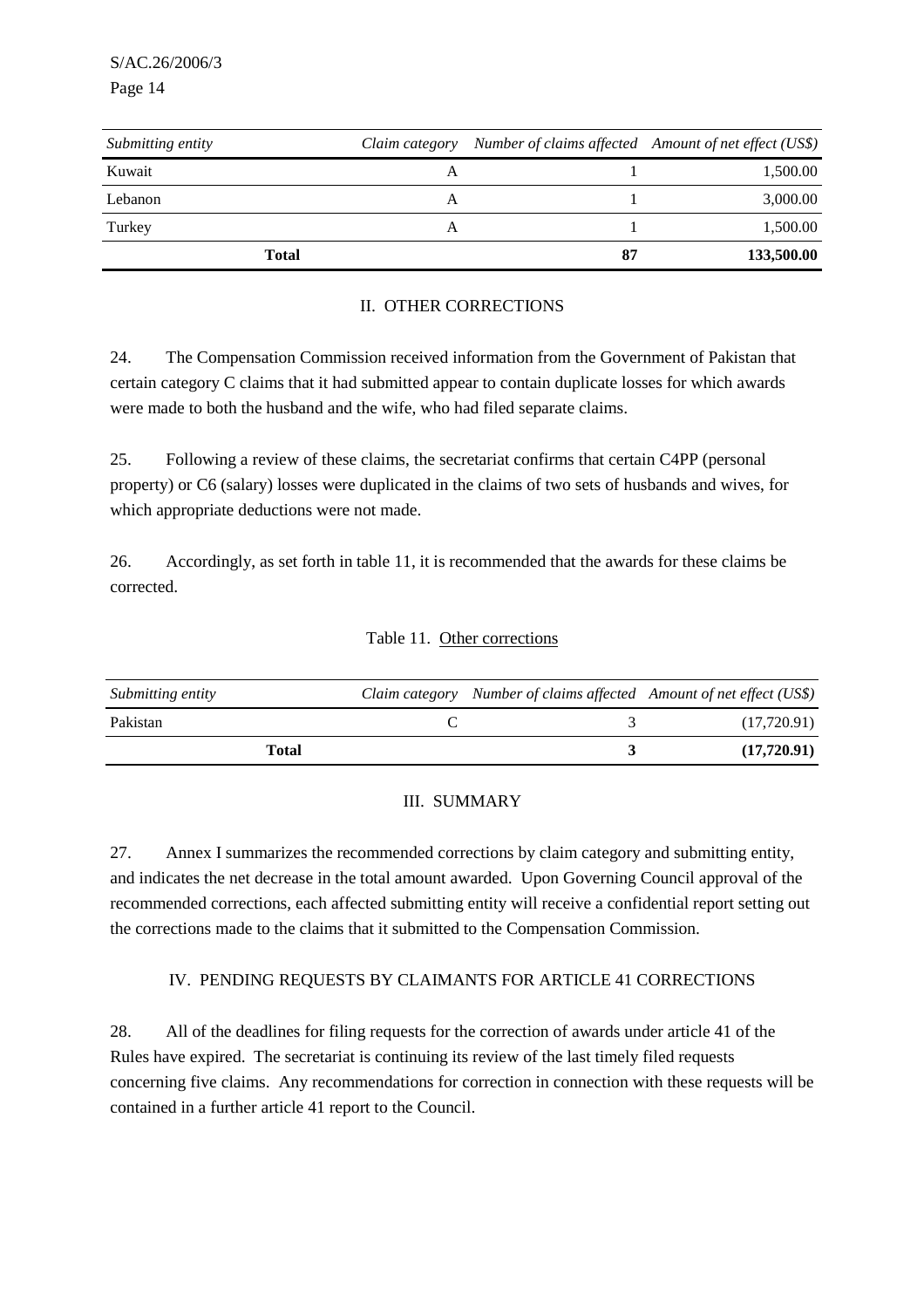| *Submitting entity* | *Claim category* | *Number of claims affected* | *Amount of net effect (US$)* |
|---|---|---|---|
| Kuwait | A | 1 | 1,500.00 |
| Lebanon | A | 1 | 3,000.00 |
| Turkey | A | 1 | 1,500.00 |
| **Total** | | **87** | **133,500.00** |

## II. OTHER CORRECTIONS

24. The Compensation Commission received information from the Government of Pakistan that certain category C claims that it had submitted appear to contain duplicate losses for which awards were made to both the husband and the wife, who had filed separate claims.

25. Following a review of these claims, the secretariat confirms that certain C4PP (personal property) or C6 (salary) losses were duplicated in the claims of two sets of husbands and wives, for which appropriate deductions were not made.

26. Accordingly, as set forth in table 11, it is recommended that the awards for these claims be corrected.

Table 11. Other corrections

| *Submitting entity* | *Claim category* | *Number of claims affected* | *Amount of net effect (US$)* |
|---|---|---|---|
| Pakistan | C | 3 | (17,720.91) |
| **Total** | | **3** | **(17,720.91)** |

## III. SUMMARY

27. Annex I summarizes the recommended corrections by claim category and submitting entity, and indicates the net decrease in the total amount awarded. Upon Governing Council approval of the recommended corrections, each affected submitting entity will receive a confidential report setting out the corrections made to the claims that it submitted to the Compensation Commission.

## IV. PENDING REQUESTS BY CLAIMANTS FOR ARTICLE 41 CORRECTIONS

28. All of the deadlines for filing requests for the correction of awards under article 41 of the Rules have expired. The secretariat is continuing its review of the last timely filed requests concerning five claims. Any recommendations for correction in connection with these requests will be contained in a further article 41 report to the Council.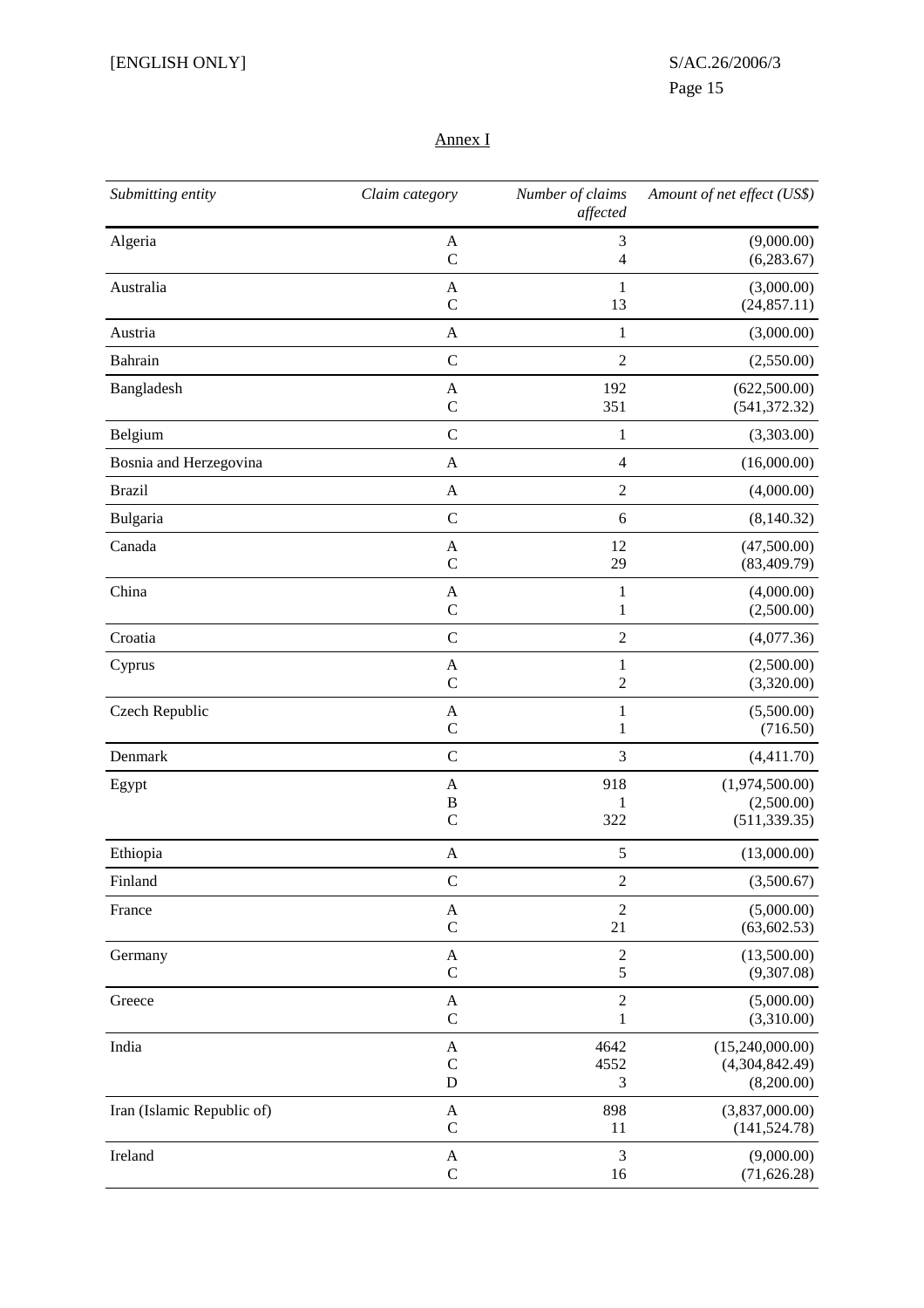Annex I

| *Submitting entity* | *Claim category* | *Number of claims affected* | *Amount of net effect (US$)* |
|---|---|---|---|
| Algeria | A | 3 | (9,000.00) |
| | C | 4 | (6,283.67) |
| Australia | A | 1 | (3,000.00) |
| | C | 13 | (24,857.11) |
| Austria | A | 1 | (3,000.00) |
| Bahrain | C | 2 | (2,550.00) |
| Bangladesh | A | 192 | (622,500.00) |
| | C | 351 | (541,372.32) |
| Belgium | C | 1 | (3,303.00) |
| Bosnia and Herzegovina | A | 4 | (16,000.00) |
| Brazil | A | 2 | (4,000.00) |
| Bulgaria | C | 6 | (8,140.32) |
| Canada | A | 12 | (47,500.00) |
| | C | 29 | (83,409.79) |
| China | A | 1 | (4,000.00) |
| | C | 1 | (2,500.00) |
| Croatia | C | 2 | (4,077.36) |
| Cyprus | A | 1 | (2,500.00) |
| | C | 2 | (3,320.00) |
| Czech Republic | A | 1 | (5,500.00) |
| | C | 1 | (716.50) |
| Denmark | C | 3 | (4,411.70) |
| Egypt | A | 918 | (1,974,500.00) |
| | B | 1 | (2,500.00) |
| | C | 322 | (511,339.35) |
| Ethiopia | A | 5 | (13,000.00) |
| Finland | C | 2 | (3,500.67) |
| France | A | 2 | (5,000.00) |
| | C | 21 | (63,602.53) |
| Germany | A | 2 | (13,500.00) |
| | C | 5 | (9,307.08) |
| Greece | A | 2 | (5,000.00) |
| | C | 1 | (3,310.00) |
| India | A | 4642 | (15,240,000.00) |
| | C | 4552 | (4,304,842.49) |
| | D | 3 | (8,200.00) |
| Iran (Islamic Republic of) | A | 898 | (3,837,000.00) |
| | C | 11 | (141,524.78) |
| Ireland | A | 3 | (9,000.00) |
| | C | 16 | (71,626.28) |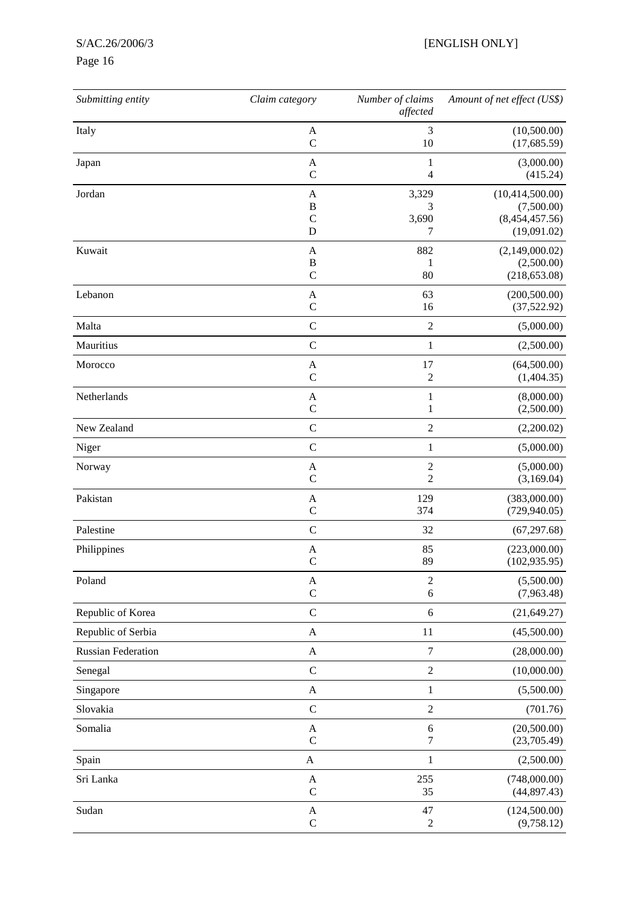| *Submitting entity* | *Claim category* | *Number of claims affected* | *Amount of net effect (US$)* |
|---|---|---|---|
| Italy | A | 3 | (10,500.00) |
| | C | 10 | (17,685.59) |
| Japan | A | 1 | (3,000.00) |
| | C | 4 | (415.24) |
| Jordan | A | 3,329 | (10,414,500.00) |
| | B | 3 | (7,500.00) |
| | C | 3,690 | (8,454,457.56) |
| | D | 7 | (19,091.02) |
| Kuwait | A | 882 | (2,149,000.02) |
| | B | 1 | (2,500.00) |
| | C | 80 | (218,653.08) |
| Lebanon | A | 63 | (200,500.00) |
| | C | 16 | (37,522.92) |
| Malta | C | 2 | (5,000.00) |
| Mauritius | C | 1 | (2,500.00) |
| Morocco | A | 17 | (64,500.00) |
| | C | 2 | (1,404.35) |
| Netherlands | A | 1 | (8,000.00) |
| | C | 1 | (2,500.00) |
| New Zealand | C | 2 | (2,200.02) |
| Niger | C | 1 | (5,000.00) |
| Norway | A | 2 | (5,000.00) |
| | C | 2 | (3,169.04) |
| Pakistan | A | 129 | (383,000.00) |
| | C | 374 | (729,940.05) |
| Palestine | C | 32 | (67,297.68) |
| Philippines | A | 85 | (223,000.00) |
| | C | 89 | (102,935.95) |
| Poland | A | 2 | (5,500.00) |
| | C | 6 | (7,963.48) |
| Republic of Korea | C | 6 | (21,649.27) |
| Republic of Serbia | A | 11 | (45,500.00) |
| Russian Federation | A | 7 | (28,000.00) |
| Senegal | C | 2 | (10,000.00) |
| Singapore | A | 1 | (5,500.00) |
| Slovakia | C | 2 | (701.76) |
| Somalia | A | 6 | (20,500.00) |
| | C | 7 | (23,705.49) |
| Spain | A | 1 | (2,500.00) |
| Sri Lanka | A | 255 | (748,000.00) |
| | C | 35 | (44,897.43) |
| Sudan | A | 47 | (124,500.00) |
| | C | 2 | (9,758.12) |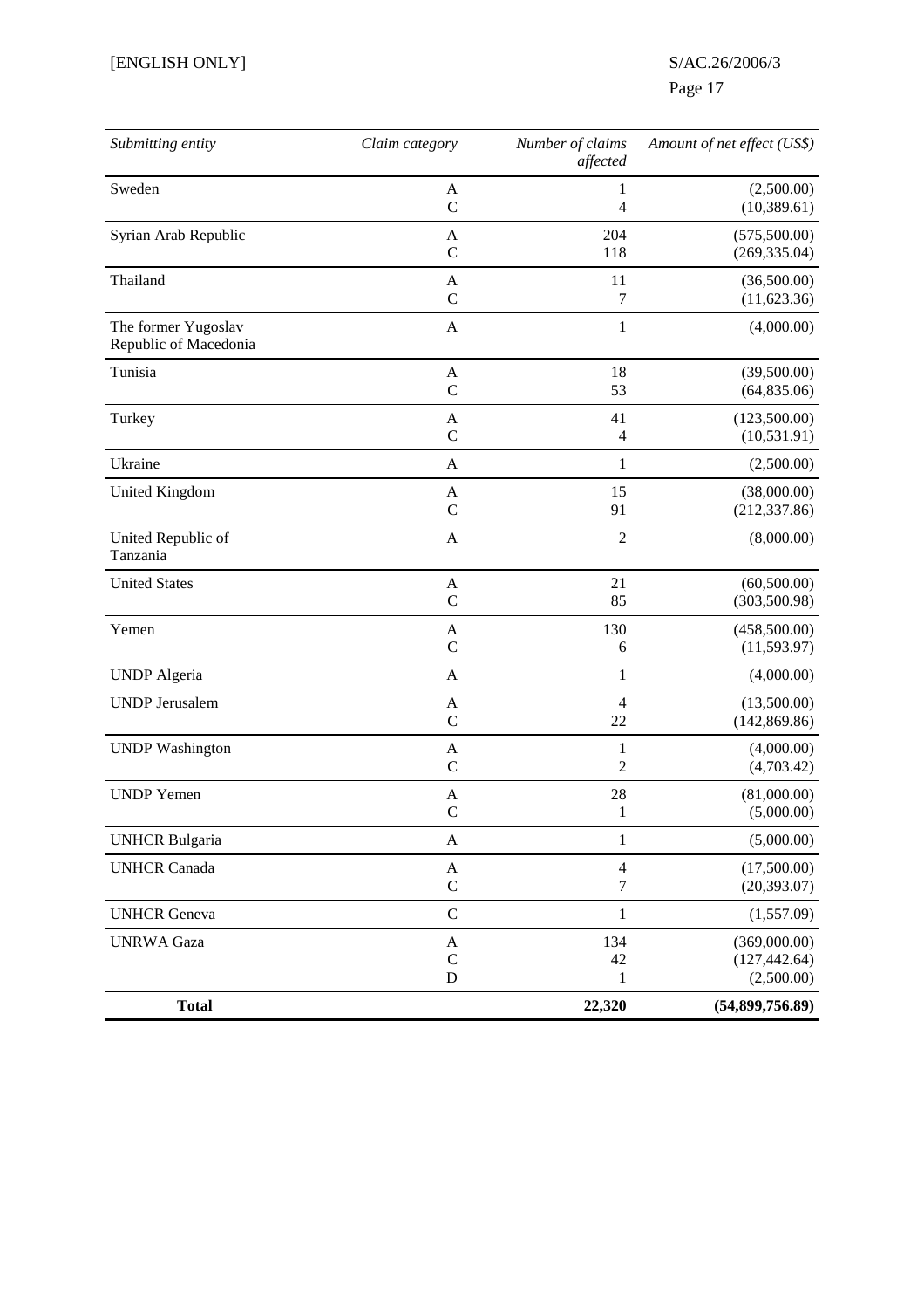| *Submitting entity* | *Claim category* | *Number of claims affected* | *Amount of net effect (US$)* |
|---|---|---|---|
| Sweden | A | 1 | (2,500.00) |
| | C | 4 | (10,389.61) |
| Syrian Arab Republic | A | 204 | (575,500.00) |
| | C | 118 | (269,335.04) |
| Thailand | A | 11 | (36,500.00) |
| | C | 7 | (11,623.36) |
| The former Yugoslav Republic of Macedonia | A | 1 | (4,000.00) |
| Tunisia | A | 18 | (39,500.00) |
| | C | 53 | (64,835.06) |
| Turkey | A | 41 | (123,500.00) |
| | C | 4 | (10,531.91) |
| Ukraine | A | 1 | (2,500.00) |
| United Kingdom | A | 15 | (38,000.00) |
| | C | 91 | (212,337.86) |
| United Republic of Tanzania | A | 2 | (8,000.00) |
| United States | A | 21 | (60,500.00) |
| | C | 85 | (303,500.98) |
| Yemen | A | 130 | (458,500.00) |
| | C | 6 | (11,593.97) |
| UNDP Algeria | A | 1 | (4,000.00) |
| UNDP Jerusalem | A | 4 | (13,500.00) |
| | C | 22 | (142,869.86) |
| UNDP Washington | A | 1 | (4,000.00) |
| | C | 2 | (4,703.42) |
| UNDP Yemen | A | 28 | (81,000.00) |
| | C | 1 | (5,000.00) |
| UNHCR Bulgaria | A | 1 | (5,000.00) |
| UNHCR Canada | A | 4 | (17,500.00) |
| | C | 7 | (20,393.07) |
| UNHCR Geneva | C | 1 | (1,557.09) |
| UNRWA Gaza | A | 134 | (369,000.00) |
| | C | 42 | (127,442.64) |
| | D | 1 | (2,500.00) |
| **Total** | | **22,320** | **(54,899,756.89)** |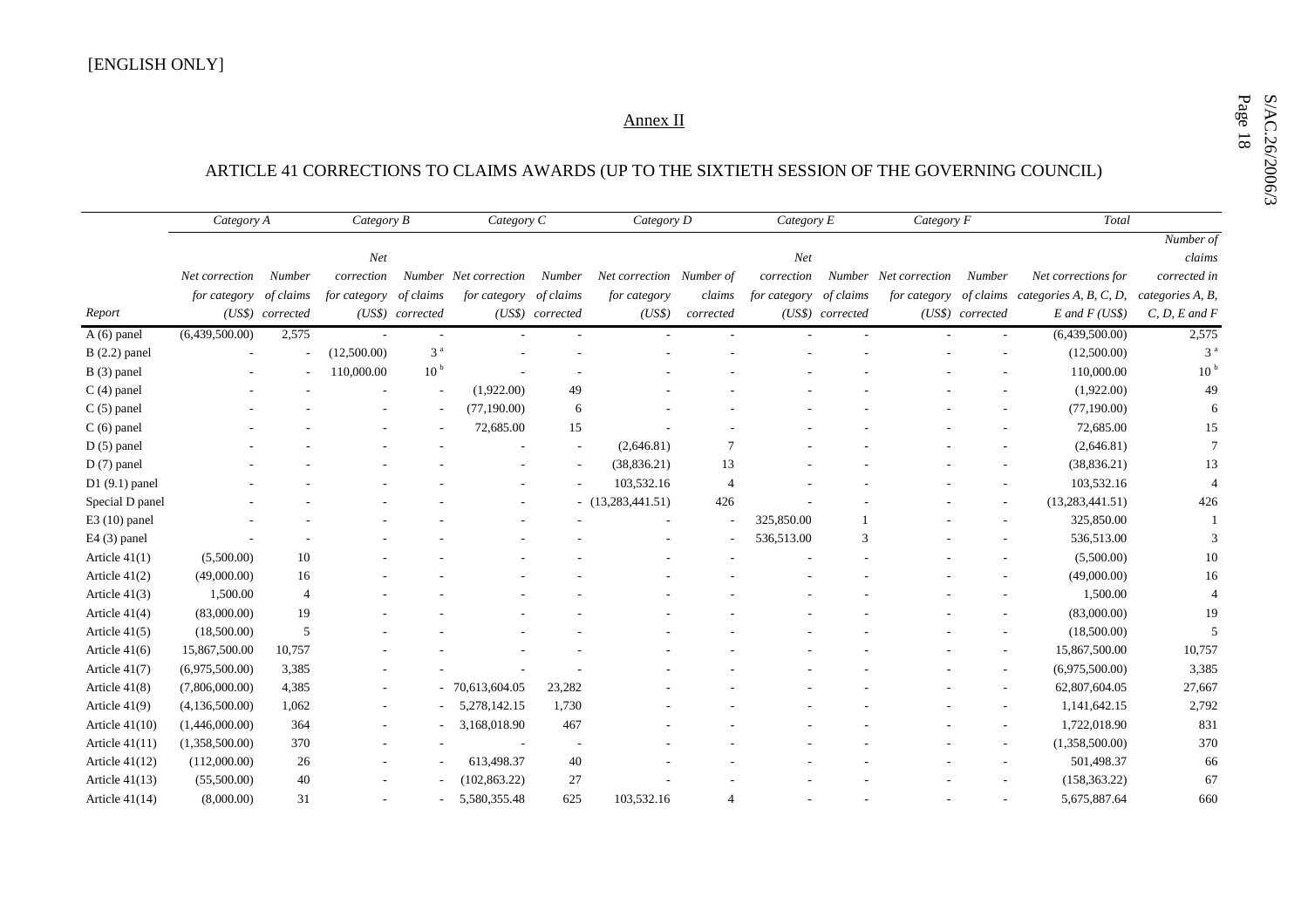[ENGLISH ONLY]

## Annex II

### ARTICLE 41 CORRECTIONS TO CLAIMS AWARDS (UP TO THE SIXTIETH SESSION OF THE GOVERNING COUNCIL)

| | *Category A* | | *Category B* | | *Category C* | | *Category D* | | *Category E* | | *Category F* | | *Total* | |
|---|---|---|---|---|---|---|---|---|---|---|---|---|---|---|
| *Report* | *Net correction for category (US$)* | *Number of claims corrected* | *Net correction for category (US$)* | *Number of claims corrected* | *Net correction for category (US$)* | *Number of claims corrected* | *Net correction for category (US$)* | *Number of claims corrected* | *Net correction for category (US$)* | *Number of claims corrected* | *Net correction for category (US$)* | *Number of claims corrected* | *Net corrections for categories A, B, C, D, E and F (US$)* | *Number of claims corrected in categories A, B, C, D, E and F* |
| A (6) panel | (6,439,500.00) | 2,575 | - | - | - | - | - | - | - | - | - | - | (6,439,500.00) | 2,575 |
| B (2.2) panel | - | - | (12,500.00) | 3 [a] | - | - | - | - | - | - | - | - | (12,500.00) | 3 [a] |
| B (3) panel | - | - | 110,000.00 | 10 [b] | - | - | - | - | - | - | - | - | 110,000.00 | 10 [b] |
| C (4) panel | - | - | - | - | (1,922.00) | 49 | - | - | - | - | - | - | (1,922.00) | 49 |
| C (5) panel | - | - | - | - | (77,190.00) | 6 | - | - | - | - | - | - | (77,190.00) | 6 |
| C (6) panel | - | - | - | - | 72,685.00 | 15 | - | - | - | - | - | - | 72,685.00 | 15 |
| D (5) panel | - | - | - | - | - | - | (2,646.81) | 7 | - | - | - | - | (2,646.81) | 7 |
| D (7) panel | - | - | - | - | - | - | (38,836.21) | 13 | - | - | - | - | (38,836.21) | 13 |
| D1 (9.1) panel | - | - | - | - | - | - | 103,532.16 | 4 | - | - | - | - | 103,532.16 | 4 |
| Special D panel | - | - | - | - | - | - | (13,283,441.51) | 426 | - | - | - | - | (13,283,441.51) | 426 |
| E3 (10) panel | - | - | - | - | - | - | - | - | 325,850.00 | 1 | - | - | 325,850.00 | 1 |
| E4 (3) panel | - | - | - | - | - | - | - | - | 536,513.00 | 3 | - | - | 536,513.00 | 3 |
| Article 41(1) | (5,500.00) | 10 | - | - | - | - | - | - | - | - | - | - | (5,500.00) | 10 |
| Article 41(2) | (49,000.00) | 16 | - | - | - | - | - | - | - | - | - | - | (49,000.00) | 16 |
| Article 41(3) | 1,500.00 | 4 | - | - | - | - | - | - | - | - | - | - | 1,500.00 | 4 |
| Article 41(4) | (83,000.00) | 19 | - | - | - | - | - | - | - | - | - | - | (83,000.00) | 19 |
| Article 41(5) | (18,500.00) | 5 | - | - | - | - | - | - | - | - | - | - | (18,500.00) | 5 |
| Article 41(6) | 15,867,500.00 | 10,757 | - | - | - | - | - | - | - | - | - | - | 15,867,500.00 | 10,757 |
| Article 41(7) | (6,975,500.00) | 3,385 | - | - | - | - | - | - | - | - | - | - | (6,975,500.00) | 3,385 |
| Article 41(8) | (7,806,000.00) | 4,385 | - | - | 70,613,604.05 | 23,282 | - | - | - | - | - | - | 62,807,604.05 | 27,667 |
| Article 41(9) | (4,136,500.00) | 1,062 | - | - | 5,278,142.15 | 1,730 | - | - | - | - | - | - | 1,141,642.15 | 2,792 |
| Article 41(10) | (1,446,000.00) | 364 | - | - | 3,168,018.90 | 467 | - | - | - | - | - | - | 1,722,018.90 | 831 |
| Article 41(11) | (1,358,500.00) | 370 | - | - | - | - | - | - | - | - | - | - | (1,358,500.00) | 370 |
| Article 41(12) | (112,000.00) | 26 | - | - | 613,498.37 | 40 | - | - | - | - | - | - | 501,498.37 | 66 |
| Article 41(13) | (55,500.00) | 40 | - | - | (102,863.22) | 27 | - | - | - | - | - | - | (158,363.22) | 67 |
| Article 41(14) | (8,000.00) | 31 | - | - | 5,580,355.48 | 625 | 103,532.16 | 4 | - | - | - | - | 5,675,887.64 | 660 |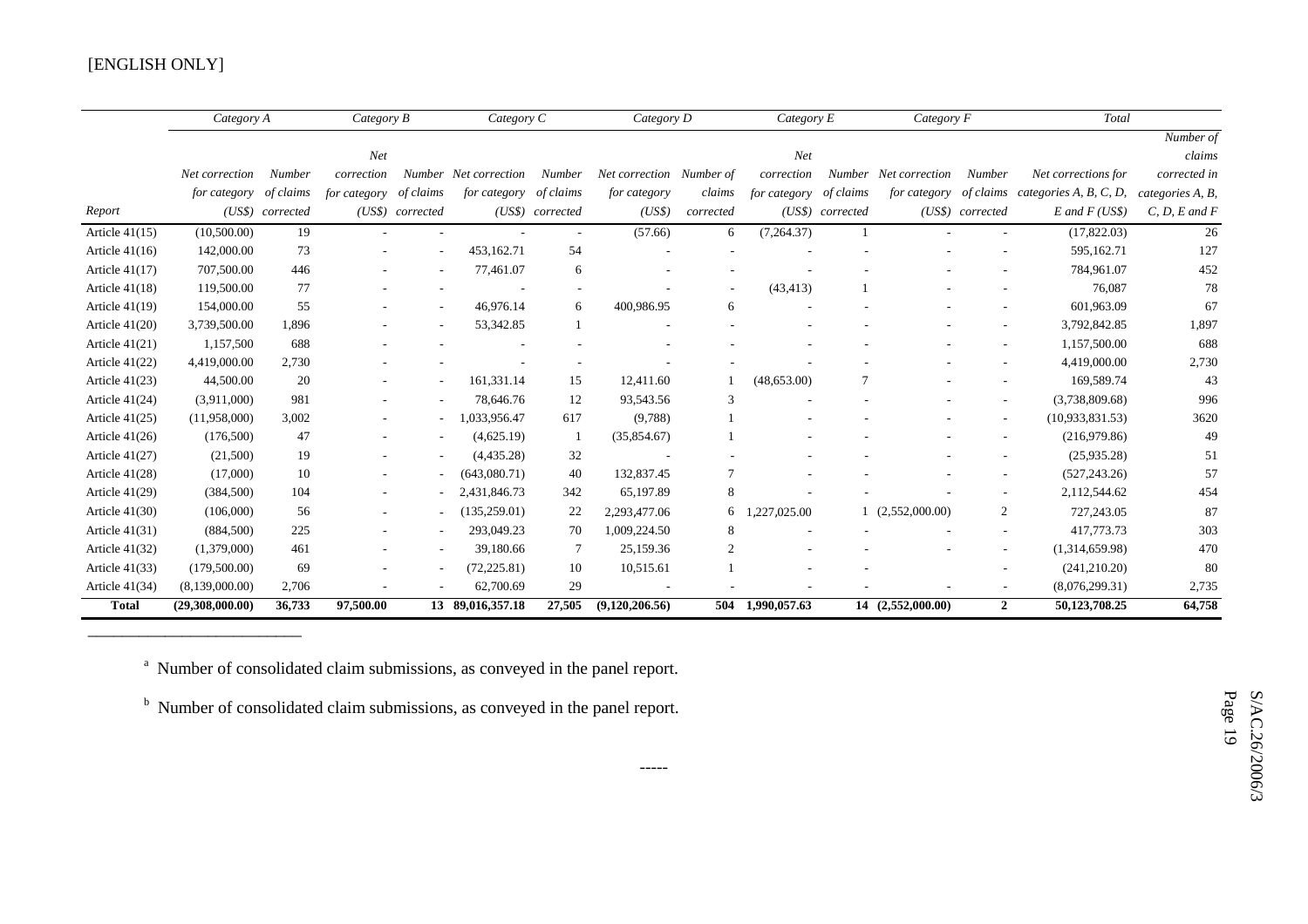[ENGLISH ONLY]

| Report | Category A Net correction for category (US$) | Category A Number of claims corrected | Category B Net correction for category (US$) | Category B Number of claims corrected | Category C Net correction for category (US$) | Category C Number of claims corrected | Category D Net correction for category (US$) | Category D Number of claims corrected | Category E Net correction for category (US$) | Category E Number of claims corrected | Category F Net correction for category (US$) | Category F Number of claims corrected | Total Net corrections for categories A, B, C, D, E and F (US$) | Total Number of claims corrected in categories A, B, C, D, E and F |
|---|---|---|---|---|---|---|---|---|---|---|---|---|---|---|
| Article 41(15) | (10,500.00) | 19 | - | - | - | - | (57.66) | 6 | (7,264.37) | 1 | - | - | (17,822.03) | 26 |
| Article 41(16) | 142,000.00 | 73 | - | - | 453,162.71 | 54 | - | - | - | - | - | - | 595,162.71 | 127 |
| Article 41(17) | 707,500.00 | 446 | - | - | 77,461.07 | 6 | - | - | - | - | - | - | 784,961.07 | 452 |
| Article 41(18) | 119,500.00 | 77 | - | - | - | - | - | - | (43,413) | 1 | - | - | 76,087 | 78 |
| Article 41(19) | 154,000.00 | 55 | - | - | 46,976.14 | 6 | 400,986.95 | 6 | - | - | - | - | 601,963.09 | 67 |
| Article 41(20) | 3,739,500.00 | 1,896 | - | - | 53,342.85 | 1 | - | - | - | - | - | - | 3,792,842.85 | 1,897 |
| Article 41(21) | 1,157,500 | 688 | - | - | - | - | - | - | - | - | - | - | 1,157,500.00 | 688 |
| Article 41(22) | 4,419,000.00 | 2,730 | - | - | - | - | - | - | - | - | - | - | 4,419,000.00 | 2,730 |
| Article 41(23) | 44,500.00 | 20 | - | - | 161,331.14 | 15 | 12,411.60 | 1 | (48,653.00) | 7 | - | - | 169,589.74 | 43 |
| Article 41(24) | (3,911,000) | 981 | - | - | 78,646.76 | 12 | 93,543.56 | 3 | - | - | - | - | (3,738,809.68) | 996 |
| Article 41(25) | (11,958,000) | 3,002 | - | - | 1,033,956.47 | 617 | (9,788) | 1 | - | - | - | - | (10,933,831.53) | 3620 |
| Article 41(26) | (176,500) | 47 | - | - | (4,625.19) | 1 | (35,854.67) | 1 | - | - | - | - | (216,979.86) | 49 |
| Article 41(27) | (21,500) | 19 | - | - | (4,435.28) | 32 | - | - | - | - | - | - | (25,935.28) | 51 |
| Article 41(28) | (17,000) | 10 | - | - | (643,080.71) | 40 | 132,837.45 | 7 | - | - | - | - | (527,243.26) | 57 |
| Article 41(29) | (384,500) | 104 | - | - | 2,431,846.73 | 342 | 65,197.89 | 8 | - | - | - | - | 2,112,544.62 | 454 |
| Article 41(30) | (106,000) | 56 | - | - | (135,259.01) | 22 | 2,293,477.06 | 6 | 1,227,025.00 | 1 | (2,552,000.00) | 2 | 727,243.05 | 87 |
| Article 41(31) | (884,500) | 225 | - | - | 293,049.23 | 70 | 1,009,224.50 | 8 | - | - | - | - | 417,773.73 | 303 |
| Article 41(32) | (1,379,000) | 461 | - | - | 39,180.66 | 7 | 25,159.36 | 2 | - | - | - | - | (1,314,659.98) | 470 |
| Article 41(33) | (179,500.00) | 69 | - | - | (72,225.81) | 10 | 10,515.61 | 1 | - | - | - | - | (241,210.20) | 80 |
| Article 41(34) | (8,139,000.00) | 2,706 | - | - | 62,700.69 | 29 | - | - | - | - | - | - | (8,076,299.31) | 2,735 |
| **Total** | **(29,308,000.00)** | **36,733** | **97,500.00** | **13** | **89,016,357.18** | **27,505** | **(9,120,206.56)** | **504** | **1,990,057.63** | **14** | **(2,552,000.00)** | **2** | **50,123,708.25** | **64,758** |

[a] Number of consolidated claim submissions, as conveyed in the panel report.

[b] Number of consolidated claim submissions, as conveyed in the panel report.

-----